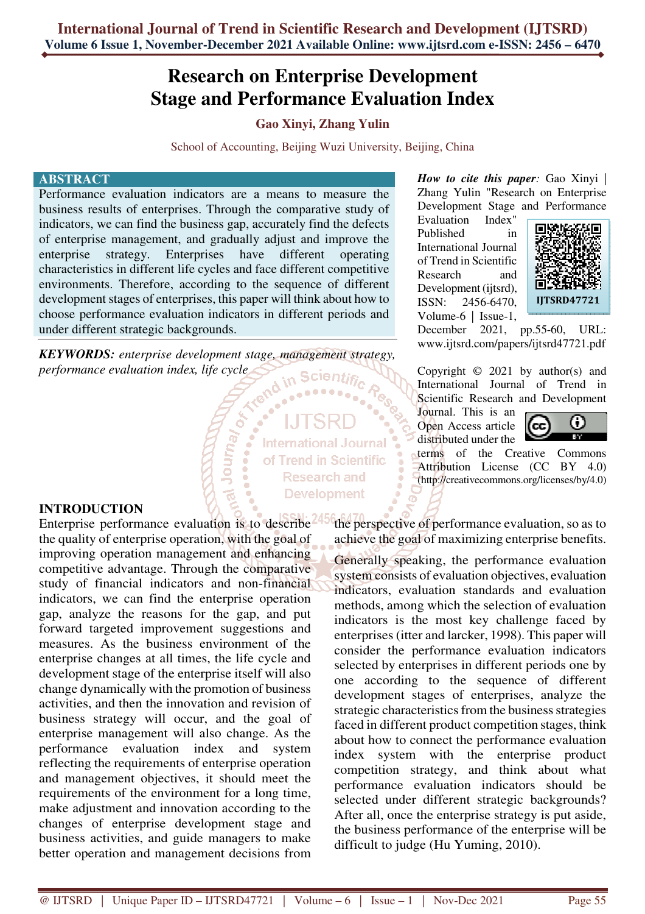# Research on Enterprise Development Stage and Performance Evaluation Index

**Gao Xinyi, Zhang Yulin**

School of Accounting, Beijing Wuzi University, Beijing, China

## ABSTRACT

Performance evaluation indicators are a means to measure the business results of enterprises. Through the comparative study of indicators, we can find the business gap, accurately find the defects of enterprise management, and gradually adjust and improve the enterprise strategy. Enterprises have different operating characteristics in different life cycles and face different competitive environments. Therefore, according to the sequence of different development stages of enterprises, this paper will think about how to choose performance evaluation indicators in different periods and under different strategic backgrounds.

***KEYWORDS:*** *enterprise development stage, management strategy, performance evaluation index, life cycle*

***How to cite this paper:*** Gao Xinyi | Zhang Yulin "Research on Enterprise Development Stage and Performance Evaluation Index" Published in International Journal of Trend in Scientific Research and Development (ijtsrd), ISSN: 2456-6470, Volume-6 | Issue-1, December 2021, pp.55-60, URL: www.ijtsrd.com/papers/ijtsrd47721.pdf

Copyright © 2021 by author(s) and International Journal of Trend in Scientific Research and Development Journal. This is an Open Access article distributed under the terms of the Creative Commons Attribution License (CC BY 4.0) (http://creativecommons.org/licenses/by/4.0)

## INTRODUCTION

Enterprise performance evaluation is to describe the quality of enterprise operation, with the goal of improving operation management and enhancing competitive advantage. Through the comparative study of financial indicators and non-financial indicators, we can find the enterprise operation gap, analyze the reasons for the gap, and put forward targeted improvement suggestions and measures. As the business environment of the enterprise changes at all times, the life cycle and development stage of the enterprise itself will also change dynamically with the promotion of business activities, and then the innovation and revision of business strategy will occur, and the goal of enterprise management will also change. As the performance evaluation index and system reflecting the requirements of enterprise operation and management objectives, it should meet the requirements of the environment for a long time, make adjustment and innovation according to the changes of enterprise development stage and business activities, and guide managers to make better operation and management decisions from the perspective of performance evaluation, so as to achieve the goal of maximizing enterprise benefits.

Generally speaking, the performance evaluation system consists of evaluation objectives, evaluation indicators, evaluation standards and evaluation methods, among which the selection of evaluation indicators is the most key challenge faced by enterprises (itter and larcker, 1998). This paper will consider the performance evaluation indicators selected by enterprises in different periods one by one according to the sequence of different development stages of enterprises, analyze the strategic characteristics from the business strategies faced in different product competition stages, think about how to connect the performance evaluation index system with the enterprise product competition strategy, and think about what performance evaluation indicators should be selected under different strategic backgrounds? After all, once the enterprise strategy is put aside, the business performance of the enterprise will be difficult to judge (Hu Yuming, 2010).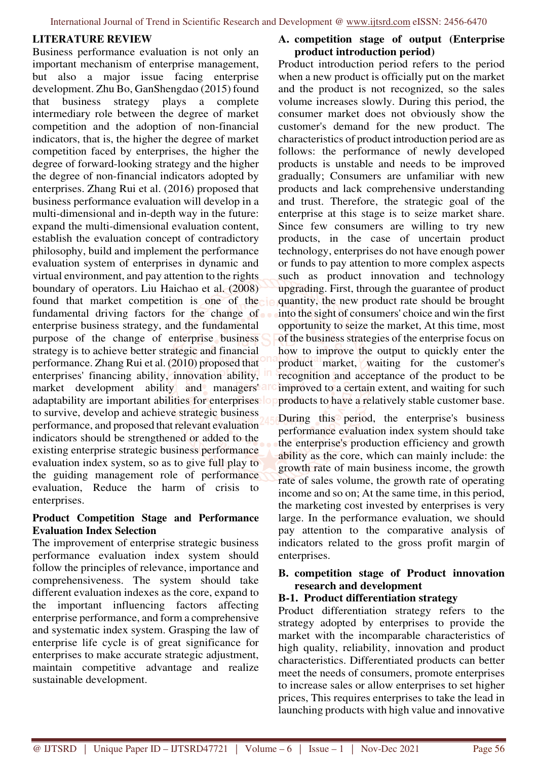## LITERATURE REVIEW

Business performance evaluation is not only an important mechanism of enterprise management, but also a major issue facing enterprise development. Zhu Bo, GanShengdao (2015) found that business strategy plays a complete intermediary role between the degree of market competition and the adoption of non-financial indicators, that is, the higher the degree of market competition faced by enterprises, the higher the degree of forward-looking strategy and the higher the degree of non-financial indicators adopted by enterprises. Zhang Rui et al. (2016) proposed that business performance evaluation will develop in a multi-dimensional and in-depth way in the future: expand the multi-dimensional evaluation content, establish the evaluation concept of contradictory philosophy, build and implement the performance evaluation system of enterprises in dynamic and virtual environment, and pay attention to the rights boundary of operators. Liu Haichao et al. (2008) found that market competition is one of the fundamental driving factors for the change of enterprise business strategy, and the fundamental purpose of the change of enterprise business strategy is to achieve better strategic and financial performance. Zhang Rui et al. (2010) proposed that enterprises' financing ability, innovation ability, market development ability and managers' adaptability are important abilities for enterprises to survive, develop and achieve strategic business performance, and proposed that relevant evaluation indicators should be strengthened or added to the existing enterprise strategic business performance evaluation index system, so as to give full play to the guiding management role of performance evaluation, Reduce the harm of crisis to enterprises.

## Product Competition Stage and Performance Evaluation Index Selection

The improvement of enterprise strategic business performance evaluation index system should follow the principles of relevance, importance and comprehensiveness. The system should take different evaluation indexes as the core, expand to the important influencing factors affecting enterprise performance, and form a comprehensive and systematic index system. Grasping the law of enterprise life cycle is of great significance for enterprises to make accurate strategic adjustment, maintain competitive advantage and realize sustainable development.

### A. competition stage of output (Enterprise product introduction period)

Product introduction period refers to the period when a new product is officially put on the market and the product is not recognized, so the sales volume increases slowly. During this period, the consumer market does not obviously show the customer's demand for the new product. The characteristics of product introduction period are as follows: the performance of newly developed products is unstable and needs to be improved gradually; Consumers are unfamiliar with new products and lack comprehensive understanding and trust. Therefore, the strategic goal of the enterprise at this stage is to seize market share. Since few consumers are willing to try new products, in the case of uncertain product technology, enterprises do not have enough power or funds to pay attention to more complex aspects such as product innovation and technology upgrading. First, through the guarantee of product quantity, the new product rate should be brought into the sight of consumers' choice and win the first opportunity to seize the market, At this time, most of the business strategies of the enterprise focus on how to improve the output to quickly enter the product market, waiting for the customer's recognition and acceptance of the product to be improved to a certain extent, and waiting for such products to have a relatively stable customer base.

During this period, the enterprise's business performance evaluation index system should take the enterprise's production efficiency and growth ability as the core, which can mainly include: the growth rate of main business income, the growth rate of sales volume, the growth rate of operating income and so on; At the same time, in this period, the marketing cost invested by enterprises is very large. In the performance evaluation, we should pay attention to the comparative analysis of indicators related to the gross profit margin of enterprises.

### B. competition stage of Product innovation research and development

#### B-1. Product differentiation strategy

Product differentiation strategy refers to the strategy adopted by enterprises to provide the market with the incomparable characteristics of high quality, reliability, innovation and product characteristics. Differentiated products can better meet the needs of consumers, promote enterprises to increase sales or allow enterprises to set higher prices, This requires enterprises to take the lead in launching products with high value and innovative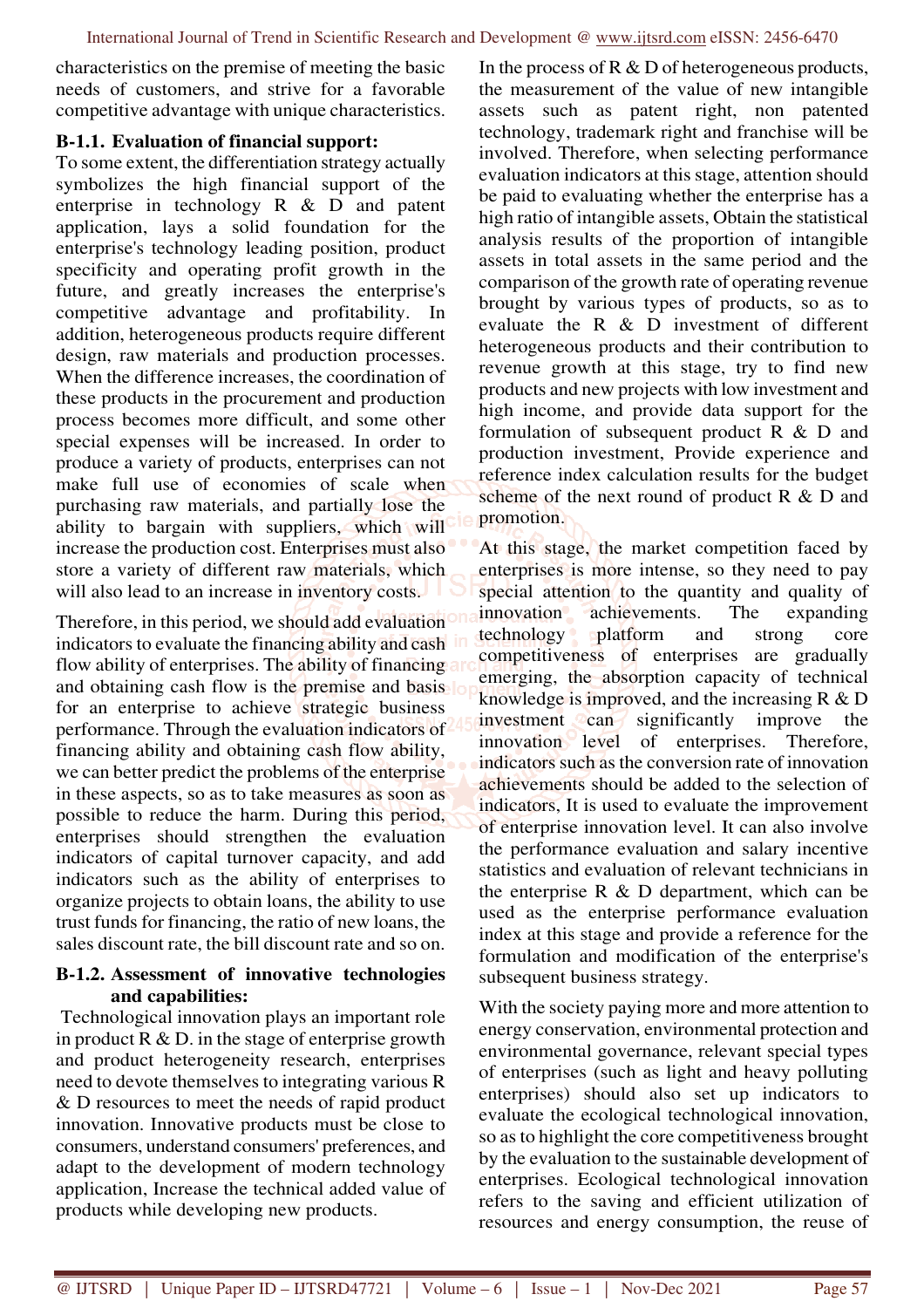characteristics on the premise of meeting the basic needs of customers, and strive for a favorable competitive advantage with unique characteristics.

#### B-1.1. Evaluation of financial support:

To some extent, the differentiation strategy actually symbolizes the high financial support of the enterprise in technology R & D and patent application, lays a solid foundation for the enterprise's technology leading position, product specificity and operating profit growth in the future, and greatly increases the enterprise's competitive advantage and profitability. In addition, heterogeneous products require different design, raw materials and production processes. When the difference increases, the coordination of these products in the procurement and production process becomes more difficult, and some other special expenses will be increased. In order to produce a variety of products, enterprises can not make full use of economies of scale when purchasing raw materials, and partially lose the ability to bargain with suppliers, which will increase the production cost. Enterprises must also store a variety of different raw materials, which will also lead to an increase in inventory costs.

Therefore, in this period, we should add evaluation indicators to evaluate the financing ability and cash flow ability of enterprises. The ability of financing and obtaining cash flow is the premise and basis for an enterprise to achieve strategic business performance. Through the evaluation indicators of financing ability and obtaining cash flow ability, we can better predict the problems of the enterprise in these aspects, so as to take measures as soon as possible to reduce the harm. During this period, enterprises should strengthen the evaluation indicators of capital turnover capacity, and add indicators such as the ability of enterprises to organize projects to obtain loans, the ability to use trust funds for financing, the ratio of new loans, the sales discount rate, the bill discount rate and so on.

#### B-1.2. Assessment of innovative technologies and capabilities:

Technological innovation plays an important role in product R & D. in the stage of enterprise growth and product heterogeneity research, enterprises need to devote themselves to integrating various R & D resources to meet the needs of rapid product innovation. Innovative products must be close to consumers, understand consumers' preferences, and adapt to the development of modern technology application, Increase the technical added value of products while developing new products.

In the process of R & D of heterogeneous products, the measurement of the value of new intangible assets such as patent right, non patented technology, trademark right and franchise will be involved. Therefore, when selecting performance evaluation indicators at this stage, attention should be paid to evaluating whether the enterprise has a high ratio of intangible assets, Obtain the statistical analysis results of the proportion of intangible assets in total assets in the same period and the comparison of the growth rate of operating revenue brought by various types of products, so as to evaluate the R & D investment of different heterogeneous products and their contribution to revenue growth at this stage, try to find new products and new projects with low investment and high income, and provide data support for the formulation of subsequent product R & D and production investment, Provide experience and reference index calculation results for the budget scheme of the next round of product R & D and promotion.

At this stage, the market competition faced by enterprises is more intense, so they need to pay special attention to the quantity and quality of innovation achievements. The expanding technology platform and strong core competitiveness of enterprises are gradually emerging, the absorption capacity of technical knowledge is improved, and the increasing R & D investment can significantly improve the innovation level of enterprises. Therefore, indicators such as the conversion rate of innovation achievements should be added to the selection of indicators, It is used to evaluate the improvement of enterprise innovation level. It can also involve the performance evaluation and salary incentive statistics and evaluation of relevant technicians in the enterprise R & D department, which can be used as the enterprise performance evaluation index at this stage and provide a reference for the formulation and modification of the enterprise's subsequent business strategy.

With the society paying more and more attention to energy conservation, environmental protection and environmental governance, relevant special types of enterprises (such as light and heavy polluting enterprises) should also set up indicators to evaluate the ecological technological innovation, so as to highlight the core competitiveness brought by the evaluation to the sustainable development of enterprises. Ecological technological innovation refers to the saving and efficient utilization of resources and energy consumption, the reuse of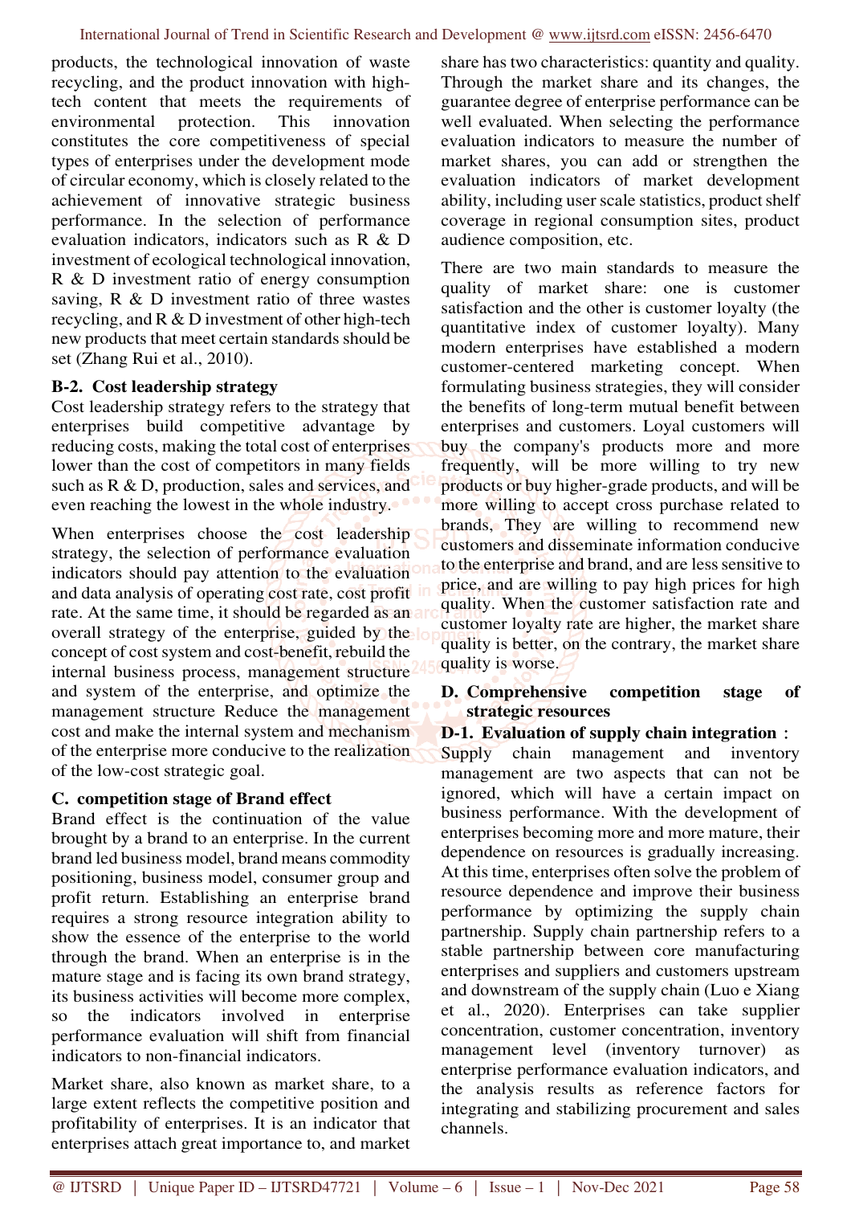products, the technological innovation of waste recycling, and the product innovation with high-tech content that meets the requirements of environmental protection. This innovation constitutes the core competitiveness of special types of enterprises under the development mode of circular economy, which is closely related to the achievement of innovative strategic business performance. In the selection of performance evaluation indicators, indicators such as R & D investment of ecological technological innovation, R & D investment ratio of energy consumption saving, R & D investment ratio of three wastes recycling, and R & D investment of other high-tech new products that meet certain standards should be set (Zhang Rui et al., 2010).

**B-2. Cost leadership strategy**

Cost leadership strategy refers to the strategy that enterprises build competitive advantage by reducing costs, making the total cost of enterprises lower than the cost of competitors in many fields such as R & D, production, sales and services, and even reaching the lowest in the whole industry.

When enterprises choose the cost leadership strategy, the selection of performance evaluation indicators should pay attention to the evaluation and data analysis of operating cost rate, cost profit rate. At the same time, it should be regarded as an overall strategy of the enterprise, guided by the concept of cost system and cost-benefit, rebuild the internal business process, management structure and system of the enterprise, and optimize the management structure Reduce the management cost and make the internal system and mechanism of the enterprise more conducive to the realization of the low-cost strategic goal.

**C. competition stage of Brand effect**

Brand effect is the continuation of the value brought by a brand to an enterprise. In the current brand led business model, brand means commodity positioning, business model, consumer group and profit return. Establishing an enterprise brand requires a strong resource integration ability to show the essence of the enterprise to the world through the brand. When an enterprise is in the mature stage and is facing its own brand strategy, its business activities will become more complex, so the indicators involved in enterprise performance evaluation will shift from financial indicators to non-financial indicators.

Market share, also known as market share, to a large extent reflects the competitive position and profitability of enterprises. It is an indicator that enterprises attach great importance to, and market share has two characteristics: quantity and quality. Through the market share and its changes, the guarantee degree of enterprise performance can be well evaluated. When selecting the performance evaluation indicators to measure the number of market shares, you can add or strengthen the evaluation indicators of market development ability, including user scale statistics, product shelf coverage in regional consumption sites, product audience composition, etc.

There are two main standards to measure the quality of market share: one is customer satisfaction and the other is customer loyalty (the quantitative index of customer loyalty). Many modern enterprises have established a modern customer-centered marketing concept. When formulating business strategies, they will consider the benefits of long-term mutual benefit between enterprises and customers. Loyal customers will buy the company's products more and more frequently, will be more willing to try new products or buy higher-grade products, and will be more willing to accept cross purchase related to brands, They are willing to recommend new customers and disseminate information conducive to the enterprise and brand, and are less sensitive to price, and are willing to pay high prices for high quality. When the customer satisfaction rate and customer loyalty rate are higher, the market share quality is better, on the contrary, the market share quality is worse.

**D. Comprehensive competition stage of strategic resources**

**D-1. Evaluation of supply chain integration：**

Supply chain management and inventory management are two aspects that can not be ignored, which will have a certain impact on business performance. With the development of enterprises becoming more and more mature, their dependence on resources is gradually increasing. At this time, enterprises often solve the problem of resource dependence and improve their business performance by optimizing the supply chain partnership. Supply chain partnership refers to a stable partnership between core manufacturing enterprises and suppliers and customers upstream and downstream of the supply chain (Luo e Xiang et al., 2020). Enterprises can take supplier concentration, customer concentration, inventory management level (inventory turnover) as enterprise performance evaluation indicators, and the analysis results as reference factors for integrating and stabilizing procurement and sales channels.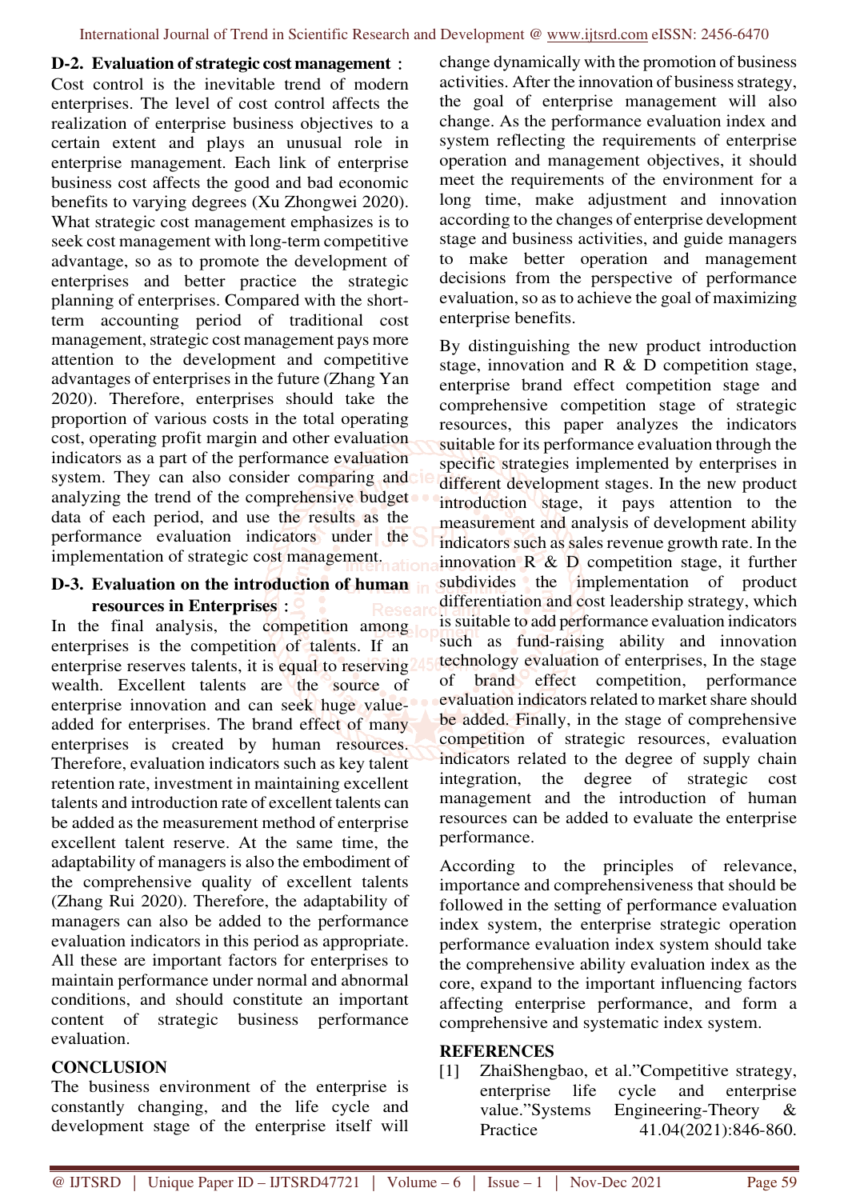**D-2. Evaluation of strategic cost management：**

Cost control is the inevitable trend of modern enterprises. The level of cost control affects the realization of enterprise business objectives to a certain extent and plays an unusual role in enterprise management. Each link of enterprise business cost affects the good and bad economic benefits to varying degrees (Xu Zhongwei 2020). What strategic cost management emphasizes is to seek cost management with long-term competitive advantage, so as to promote the development of enterprises and better practice the strategic planning of enterprises. Compared with the short-term accounting period of traditional cost management, strategic cost management pays more attention to the development and competitive advantages of enterprises in the future (Zhang Yan 2020). Therefore, enterprises should take the proportion of various costs in the total operating cost, operating profit margin and other evaluation indicators as a part of the performance evaluation system. They can also consider comparing and analyzing the trend of the comprehensive budget data of each period, and use the results as the performance evaluation indicators under the implementation of strategic cost management.

**D-3. Evaluation on the introduction of human resources in Enterprises：**

In the final analysis, the competition among enterprises is the competition of talents. If an enterprise reserves talents, it is equal to reserving wealth. Excellent talents are the source of enterprise innovation and can seek huge value-added for enterprises. The brand effect of many enterprises is created by human resources. Therefore, evaluation indicators such as key talent retention rate, investment in maintaining excellent talents and introduction rate of excellent talents can be added as the measurement method of enterprise excellent talent reserve. At the same time, the adaptability of managers is also the embodiment of the comprehensive quality of excellent talents (Zhang Rui 2020). Therefore, the adaptability of managers can also be added to the performance evaluation indicators in this period as appropriate. All these are important factors for enterprises to maintain performance under normal and abnormal conditions, and should constitute an important content of strategic business performance evaluation.

## CONCLUSION

The business environment of the enterprise is constantly changing, and the life cycle and development stage of the enterprise itself will change dynamically with the promotion of business activities. After the innovation of business strategy, the goal of enterprise management will also change. As the performance evaluation index and system reflecting the requirements of enterprise operation and management objectives, it should meet the requirements of the environment for a long time, make adjustment and innovation according to the changes of enterprise development stage and business activities, and guide managers to make better operation and management decisions from the perspective of performance evaluation, so as to achieve the goal of maximizing enterprise benefits.

By distinguishing the new product introduction stage, innovation and R & D competition stage, enterprise brand effect competition stage and comprehensive competition stage of strategic resources, this paper analyzes the indicators suitable for its performance evaluation through the specific strategies implemented by enterprises in different development stages. In the new product introduction stage, it pays attention to the measurement and analysis of development ability indicators such as sales revenue growth rate. In the innovation R & D competition stage, it further subdivides the implementation of product differentiation and cost leadership strategy, which is suitable to add performance evaluation indicators such as fund-raising ability and innovation technology evaluation of enterprises, In the stage of brand effect competition, performance evaluation indicators related to market share should be added. Finally, in the stage of comprehensive competition of strategic resources, evaluation indicators related to the degree of supply chain integration, the degree of strategic cost management and the introduction of human resources can be added to evaluate the enterprise performance.

According to the principles of relevance, importance and comprehensiveness that should be followed in the setting of performance evaluation index system, the enterprise strategic operation performance evaluation index system should take the comprehensive ability evaluation index as the core, expand to the important influencing factors affecting enterprise performance, and form a comprehensive and systematic index system.

## REFERENCES

[1] ZhaiShengbao, et al."Competitive strategy, enterprise life cycle and enterprise value."Systems Engineering-Theory & Practice 41.04(2021):846-860.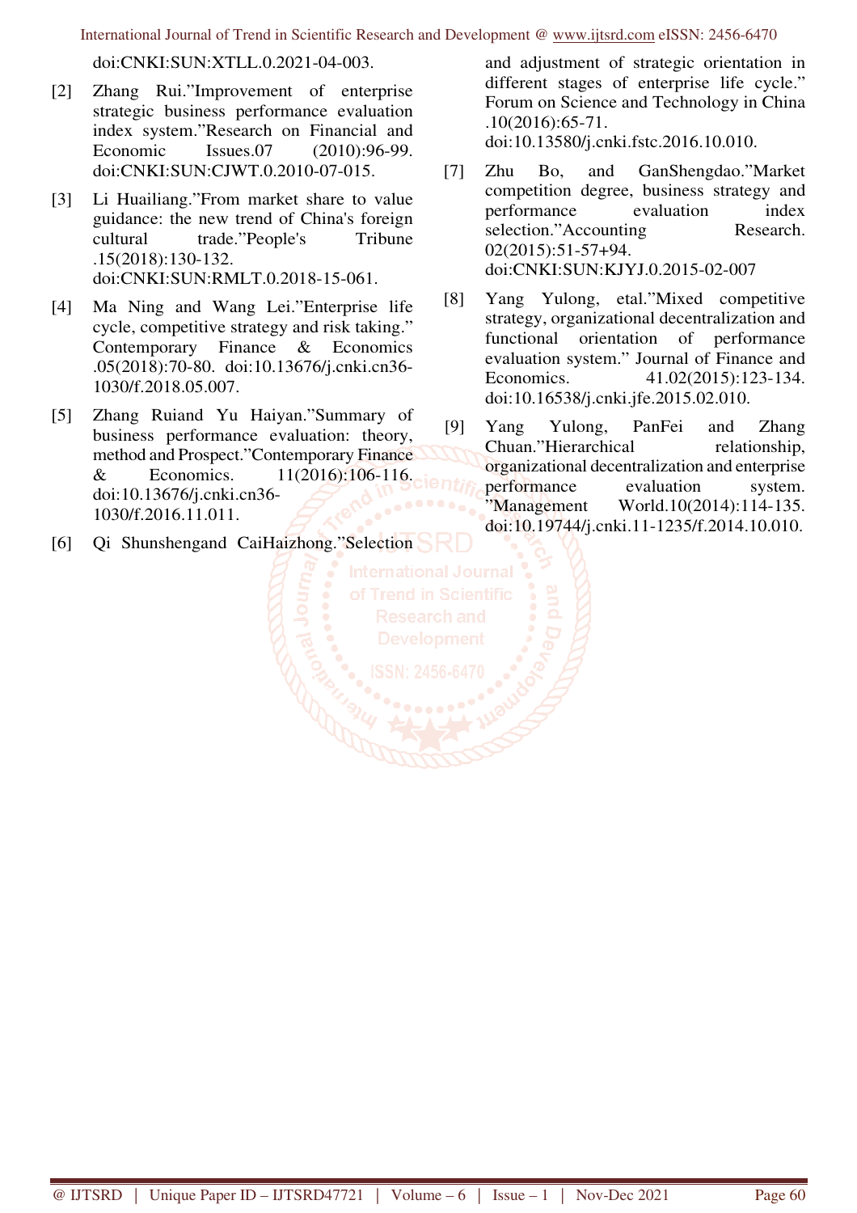doi:CNKI:SUN:XTLL.0.2021-04-003.

[2] Zhang Rui."Improvement of enterprise strategic business performance evaluation index system."Research on Financial and Economic Issues.07 (2010):96-99. doi:CNKI:SUN:CJWT.0.2010-07-015.

[3] Li Huailiang."From market share to value guidance: the new trend of China's foreign cultural trade."People's Tribune .15(2018):130-132. doi:CNKI:SUN:RMLT.0.2018-15-061.

[4] Ma Ning and Wang Lei."Enterprise life cycle, competitive strategy and risk taking." Contemporary Finance & Economics .05(2018):70-80. doi:10.13676/j.cnki.cn36-1030/f.2018.05.007.

[5] Zhang Ruiand Yu Haiyan."Summary of business performance evaluation: theory, method and Prospect."Contemporary Finance & Economics. 11(2016):106-116. doi:10.13676/j.cnki.cn36-1030/f.2016.11.011.

[6] Qi Shunshengand CaiHaizhong."Selection and adjustment of strategic orientation in different stages of enterprise life cycle." Forum on Science and Technology in China .10(2016):65-71. doi:10.13580/j.cnki.fstc.2016.10.010.

[7] Zhu Bo, and GanShengdao."Market competition degree, business strategy and performance evaluation index selection."Accounting Research. 02(2015):51-57+94. doi:CNKI:SUN:KJYJ.0.2015-02-007

[8] Yang Yulong, etal."Mixed competitive strategy, organizational decentralization and functional orientation of performance evaluation system." Journal of Finance and Economics. 41.02(2015):123-134. doi:10.16538/j.cnki.jfe.2015.02.010.

[9] Yang Yulong, PanFei and Zhang Chuan."Hierarchical relationship, organizational decentralization and enterprise performance evaluation system. "Management World.10(2014):114-135. doi:10.19744/j.cnki.11-1235/f.2014.10.010.